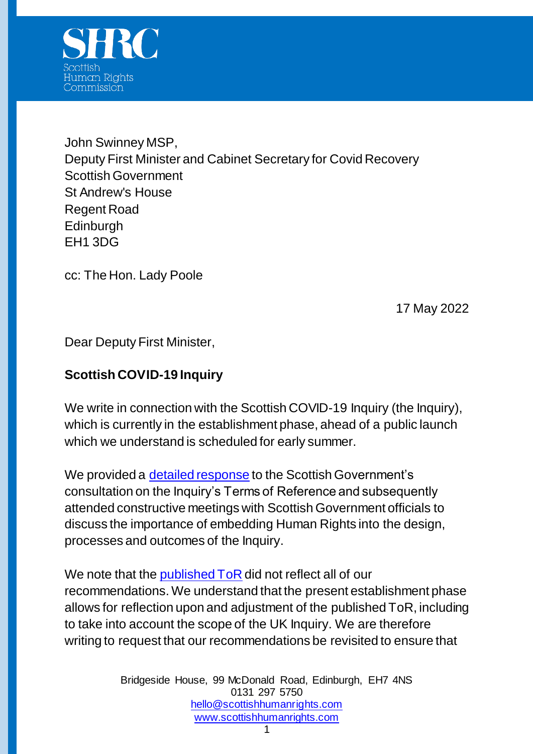SHRC
Scottish
Human Rights
Commission

John Swinney MSP,
Deputy First Minister and Cabinet Secretary for Covid Recovery
Scottish Government
St Andrew's House
Regent Road
Edinburgh
EH1 3DG

cc: The Hon. Lady Poole

17 May 2022

Dear Deputy First Minister,

**Scottish COVID-19 Inquiry**

We write in connection with the Scottish COVID-19 Inquiry (the Inquiry), which is currently in the establishment phase, ahead of a public launch which we understand is scheduled for early summer.

We provided a detailed response to the Scottish Government's consultation on the Inquiry's Terms of Reference and subsequently attended constructive meetings with Scottish Government officials to discuss the importance of embedding Human Rights into the design, processes and outcomes of the Inquiry.

We note that the published ToR did not reflect all of our recommendations. We understand that the present establishment phase allows for reflection upon and adjustment of the published ToR, including to take into account the scope of the UK Inquiry. We are therefore writing to request that our recommendations be revisited to ensure that

Bridgeside House, 99 McDonald Road, Edinburgh, EH7 4NS
0131 297 5750
hello@scottishhumanrights.com
www.scottishhumanrights.com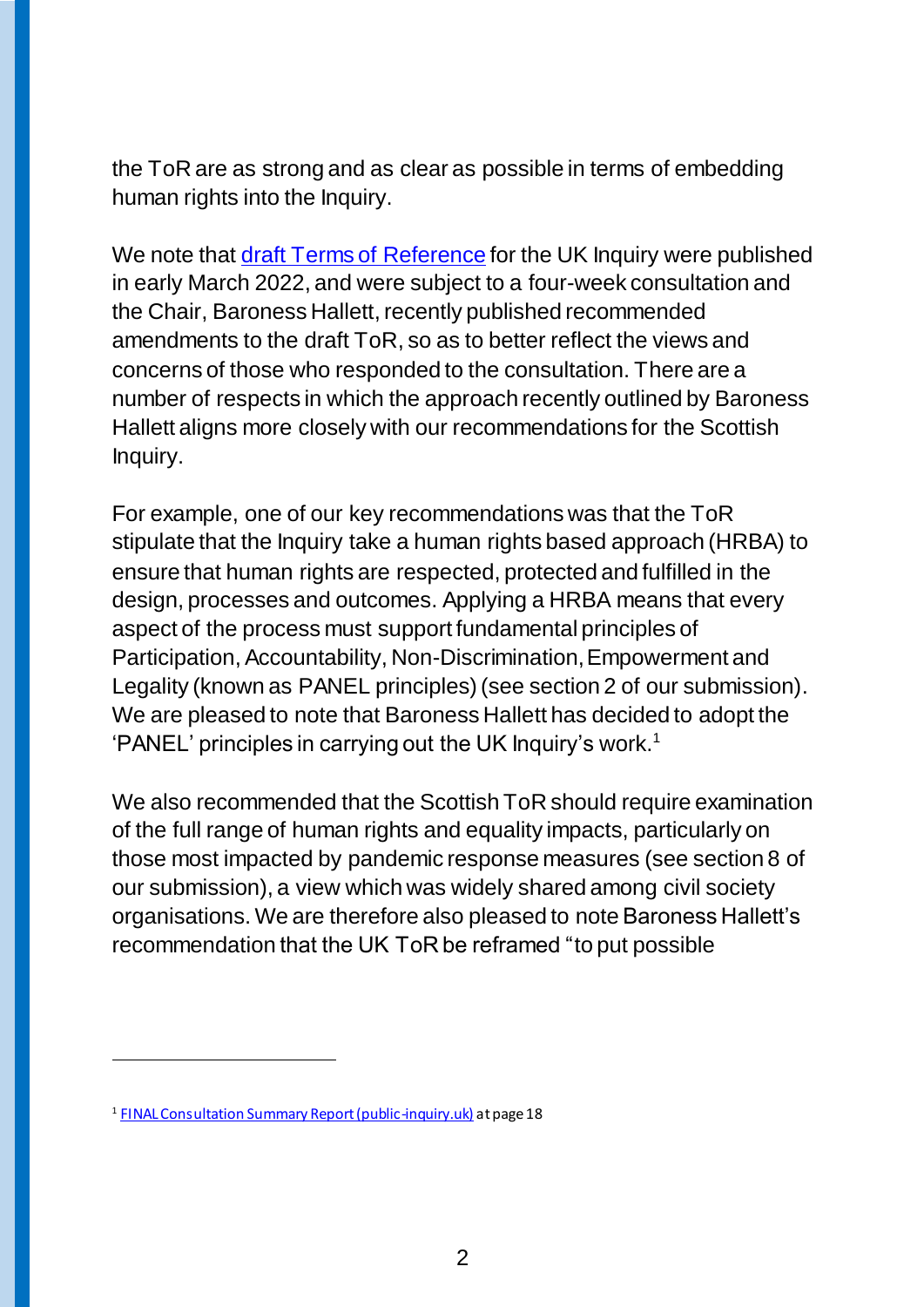the ToR are as strong and as clear as possible in terms of embedding human rights into the Inquiry.

We note that [draft Terms of Reference](draft Terms of Reference) for the UK Inquiry were published in early March 2022, and were subject to a four-week consultation and the Chair, Baroness Hallett, recently published recommended amendments to the draft ToR, so as to better reflect the views and concerns of those who responded to the consultation. There are a number of respects in which the approach recently outlined by Baroness Hallett aligns more closely with our recommendations for the Scottish Inquiry.

For example, one of our key recommendations was that the ToR stipulate that the Inquiry take a human rights based approach (HRBA) to ensure that human rights are respected, protected and fulfilled in the design, processes and outcomes. Applying a HRBA means that every aspect of the process must support fundamental principles of Participation, Accountability, Non-Discrimination, Empowerment and Legality (known as PANEL principles) (see section 2 of our submission). We are pleased to note that Baroness Hallett has decided to adopt the 'PANEL' principles in carrying out the UK Inquiry's work.[1]

We also recommended that the Scottish ToR should require examination of the full range of human rights and equality impacts, particularly on those most impacted by pandemic response measures (see section 8 of our submission), a view which was widely shared among civil society organisations. We are therefore also pleased to note Baroness Hallett's recommendation that the UK ToR be reframed "to put possible

---

[1] FINAL Consultation Summary Report (public-inquiry.uk) at page 18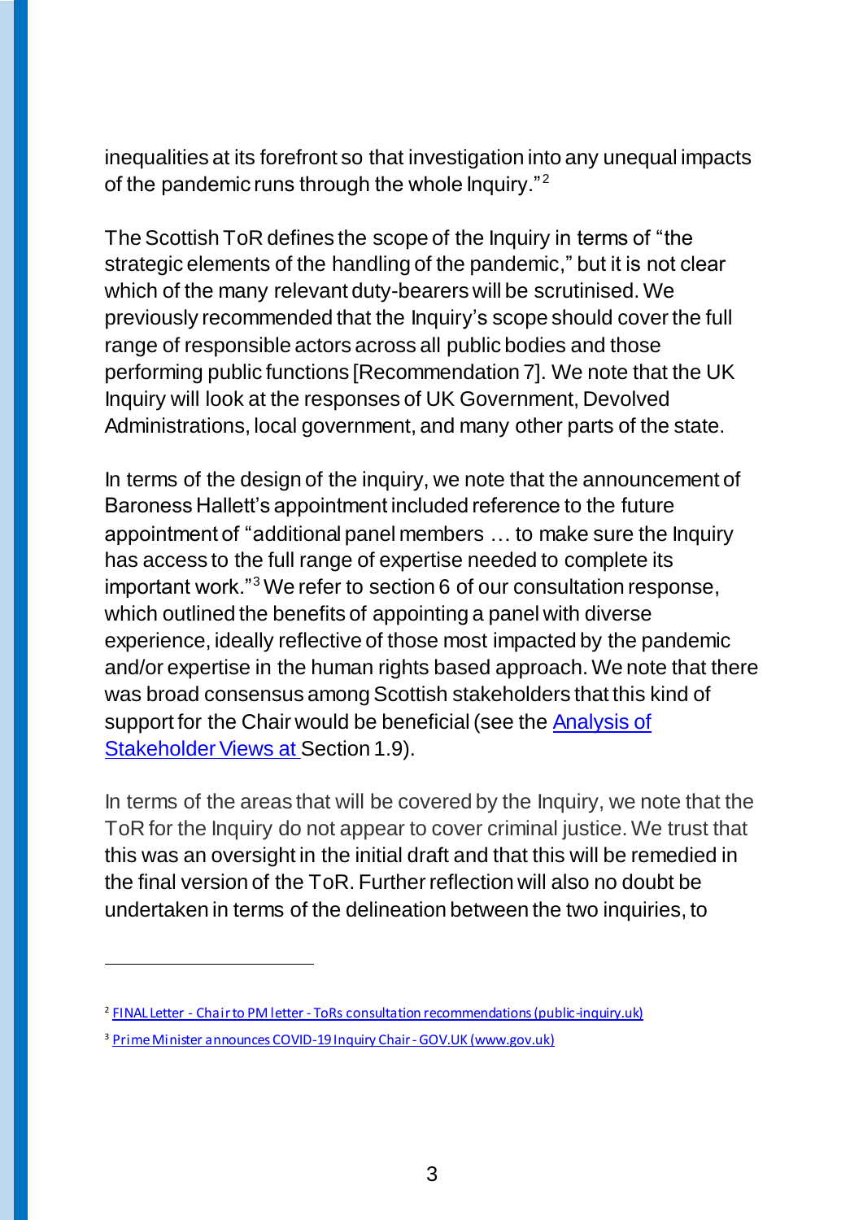inequalities at its forefront so that investigation into any unequal impacts of the pandemic runs through the whole Inquiry."[2]

The Scottish ToR defines the scope of the Inquiry in terms of "the strategic elements of the handling of the pandemic," but it is not clear which of the many relevant duty-bearers will be scrutinised. We previously recommended that the Inquiry's scope should cover the full range of responsible actors across all public bodies and those performing public functions [Recommendation 7]. We note that the UK Inquiry will look at the responses of UK Government, Devolved Administrations, local government, and many other parts of the state.

In terms of the design of the inquiry, we note that the announcement of Baroness Hallett's appointment included reference to the future appointment of "additional panel members … to make sure the Inquiry has access to the full range of expertise needed to complete its important work."[3] We refer to section 6 of our consultation response, which outlined the benefits of appointing a panel with diverse experience, ideally reflective of those most impacted by the pandemic and/or expertise in the human rights based approach. We note that there was broad consensus among Scottish stakeholders that this kind of support for the Chair would be beneficial (see the Analysis of Stakeholder Views at Section 1.9).

In terms of the areas that will be covered by the Inquiry, we note that the ToR for the Inquiry do not appear to cover criminal justice. We trust that this was an oversight in the initial draft and that this will be remedied in the final version of the ToR. Further reflection will also no doubt be undertaken in terms of the delineation between the two inquiries, to

---

[2] FINAL Letter - Chair to PM letter - ToRs consultation recommendations (public-inquiry.uk)

[3] Prime Minister announces COVID-19 Inquiry Chair - GOV.UK (www.gov.uk)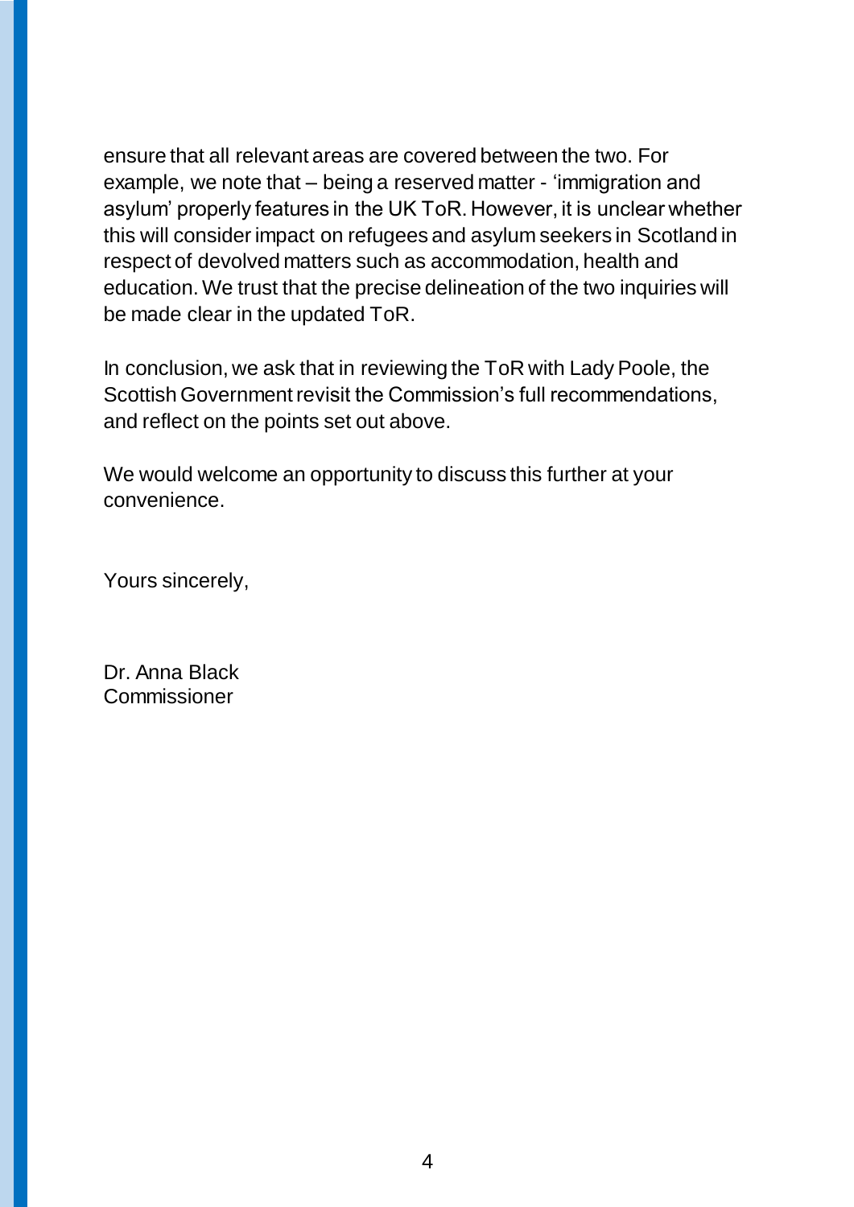ensure that all relevant areas are covered between the two. For example, we note that – being a reserved matter - 'immigration and asylum' properly features in the UK ToR. However, it is unclear whether this will consider impact on refugees and asylum seekers in Scotland in respect of devolved matters such as accommodation, health and education. We trust that the precise delineation of the two inquiries will be made clear in the updated ToR.

In conclusion, we ask that in reviewing the ToR with Lady Poole, the Scottish Government revisit the Commission's full recommendations, and reflect on the points set out above.

We would welcome an opportunity to discuss this further at your convenience.

Yours sincerely,

Dr. Anna Black
Commissioner